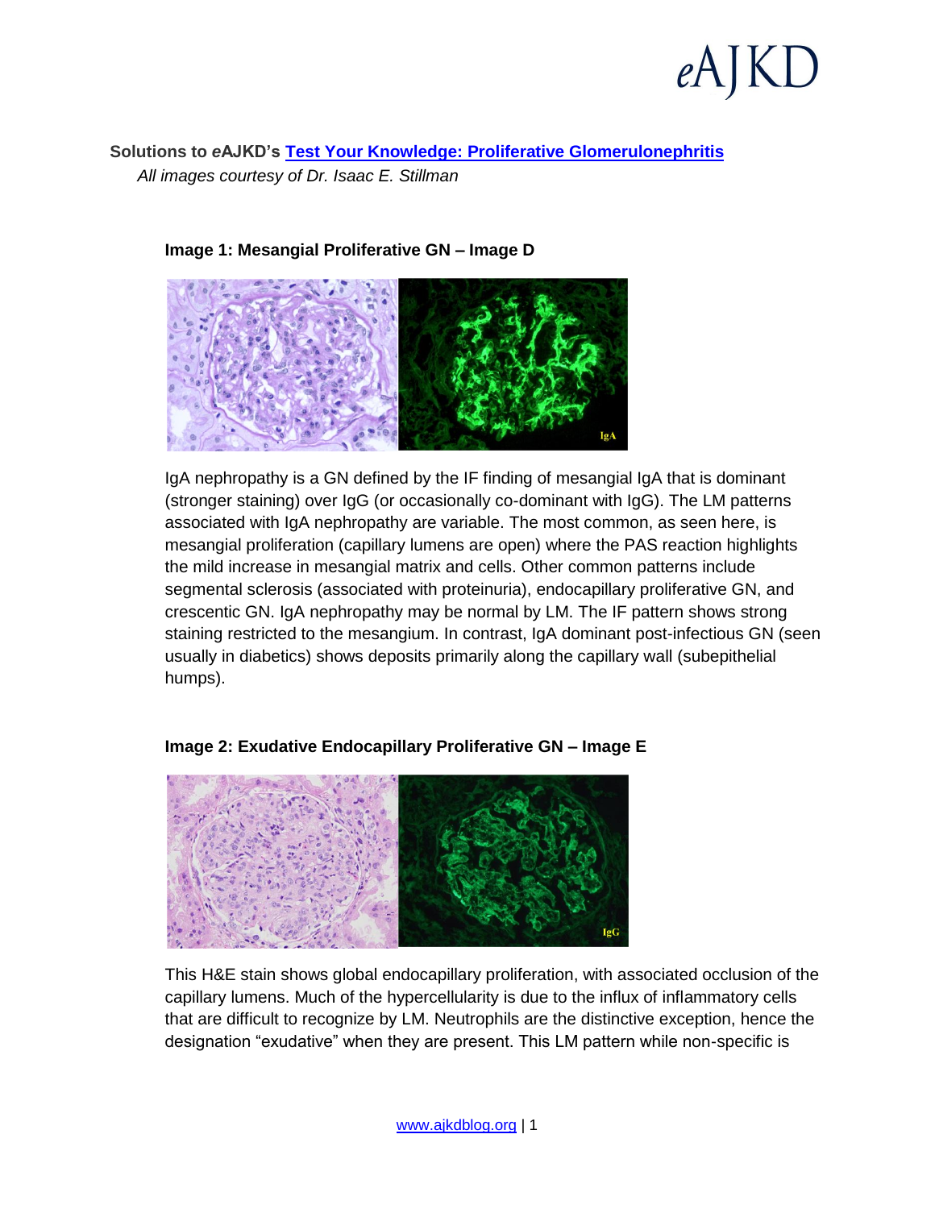# Solutions to *e*AJKD's [Test Your Knowledge: Proliferative Glomerulonephritis](#)

*All images courtesy of Dr. Isaac E. Stillman*

### Image 1: Mesangial Proliferative GN – Image D

IgA nephropathy is a GN defined by the IF finding of mesangial IgA that is dominant (stronger staining) over IgG (or occasionally co-dominant with IgG). The LM patterns associated with IgA nephropathy are variable. The most common, as seen here, is mesangial proliferation (capillary lumens are open) where the PAS reaction highlights the mild increase in mesangial matrix and cells. Other common patterns include segmental sclerosis (associated with proteinuria), endocapillary proliferative GN, and crescentic GN. IgA nephropathy may be normal by LM. The IF pattern shows strong staining restricted to the mesangium. In contrast, IgA dominant post-infectious GN (seen usually in diabetics) shows deposits primarily along the capillary wall (subepithelial humps).

### Image 2: Exudative Endocapillary Proliferative GN – Image E

This H&E stain shows global endocapillary proliferation, with associated occlusion of the capillary lumens. Much of the hypercellularity is due to the influx of inflammatory cells that are difficult to recognize by LM. Neutrophils are the distinctive exception, hence the designation "exudative" when they are present. This LM pattern while non-specific is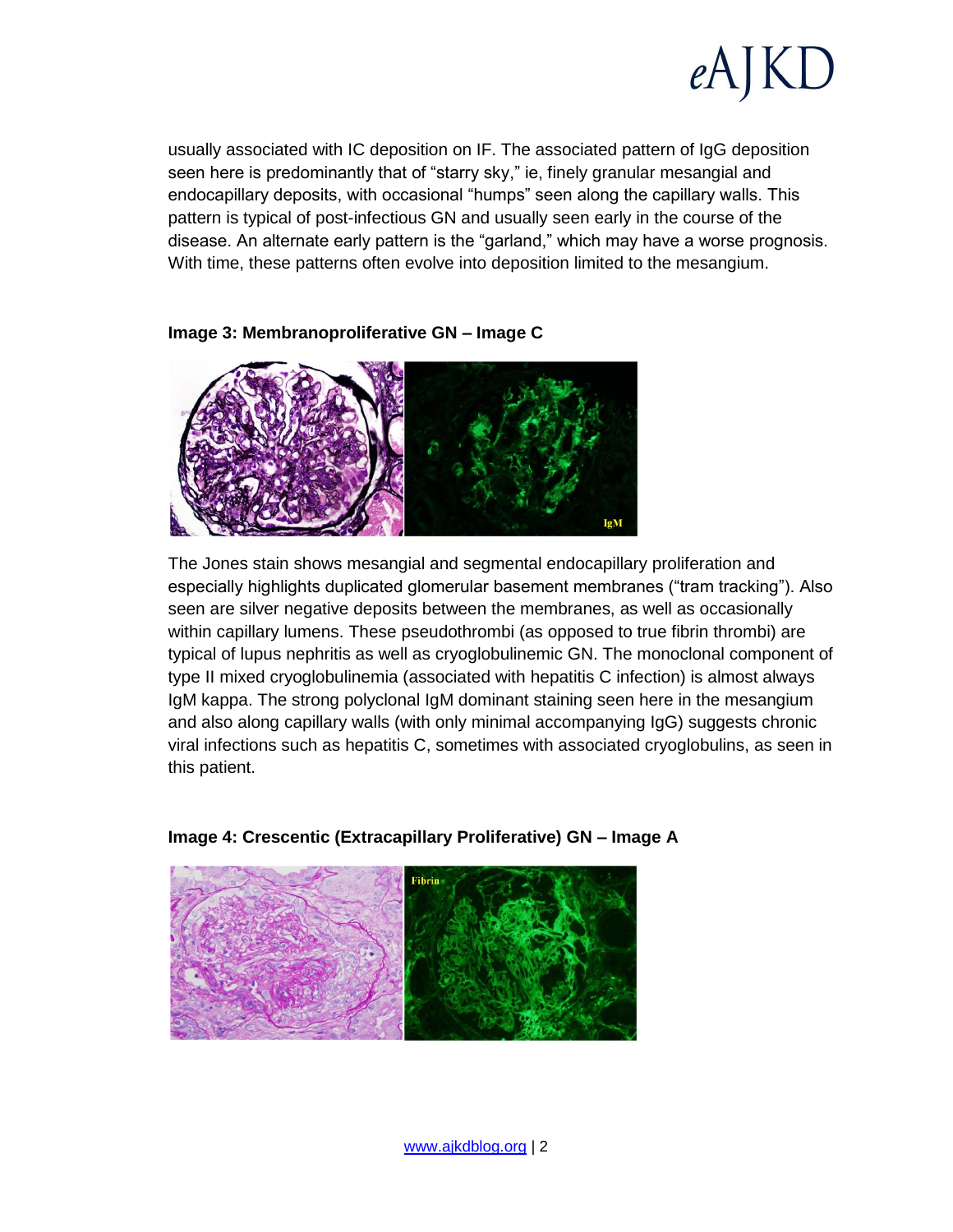usually associated with IC deposition on IF. The associated pattern of IgG deposition seen here is predominantly that of "starry sky," ie, finely granular mesangial and endocapillary deposits, with occasional "humps" seen along the capillary walls. This pattern is typical of post-infectious GN and usually seen early in the course of the disease. An alternate early pattern is the "garland," which may have a worse prognosis. With time, these patterns often evolve into deposition limited to the mesangium.

**Image 3: Membranoproliferative GN – Image C**

The Jones stain shows mesangial and segmental endocapillary proliferation and especially highlights duplicated glomerular basement membranes ("tram tracking"). Also seen are silver negative deposits between the membranes, as well as occasionally within capillary lumens. These pseudothrombi (as opposed to true fibrin thrombi) are typical of lupus nephritis as well as cryoglobulinemic GN. The monoclonal component of type II mixed cryoglobulinemia (associated with hepatitis C infection) is almost always IgM kappa. The strong polyclonal IgM dominant staining seen here in the mesangium and also along capillary walls (with only minimal accompanying IgG) suggests chronic viral infections such as hepatitis C, sometimes with associated cryoglobulins, as seen in this patient.

**Image 4: Crescentic (Extracapillary Proliferative) GN – Image A**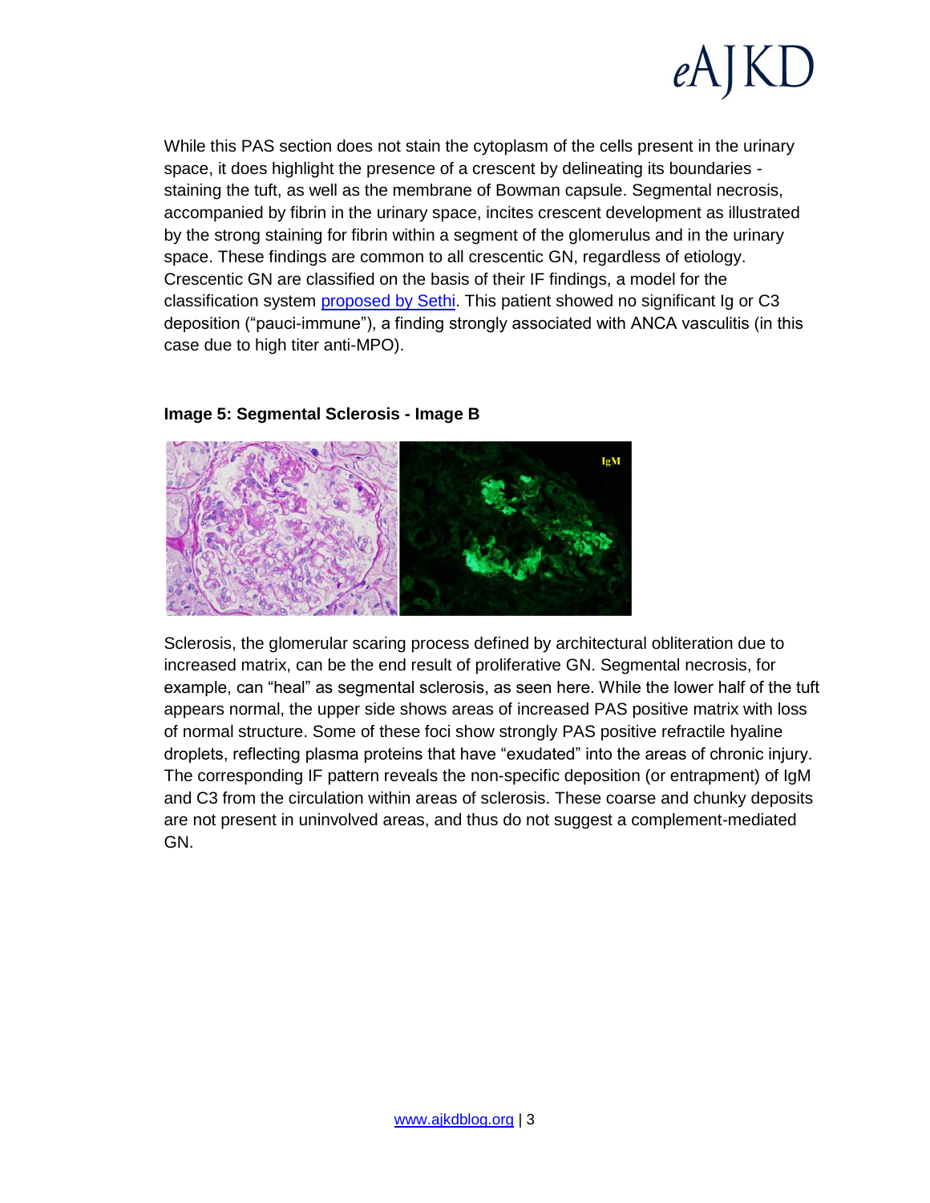While this PAS section does not stain the cytoplasm of the cells present in the urinary space, it does highlight the presence of a crescent by delineating its boundaries - staining the tuft, as well as the membrane of Bowman capsule. Segmental necrosis, accompanied by fibrin in the urinary space, incites crescent development as illustrated by the strong staining for fibrin within a segment of the glomerulus and in the urinary space. These findings are common to all crescentic GN, regardless of etiology. Crescentic GN are classified on the basis of their IF findings, a model for the classification system proposed by Sethi. This patient showed no significant Ig or C3 deposition ("pauci-immune"), a finding strongly associated with ANCA vasculitis (in this case due to high titer anti-MPO).

**Image 5: Segmental Sclerosis - Image B**

Sclerosis, the glomerular scaring process defined by architectural obliteration due to increased matrix, can be the end result of proliferative GN. Segmental necrosis, for example, can "heal" as segmental sclerosis, as seen here. While the lower half of the tuft appears normal, the upper side shows areas of increased PAS positive matrix with loss of normal structure. Some of these foci show strongly PAS positive refractile hyaline droplets, reflecting plasma proteins that have "exudated" into the areas of chronic injury. The corresponding IF pattern reveals the non-specific deposition (or entrapment) of IgM and C3 from the circulation within areas of sclerosis. These coarse and chunky deposits are not present in uninvolved areas, and thus do not suggest a complement-mediated GN.